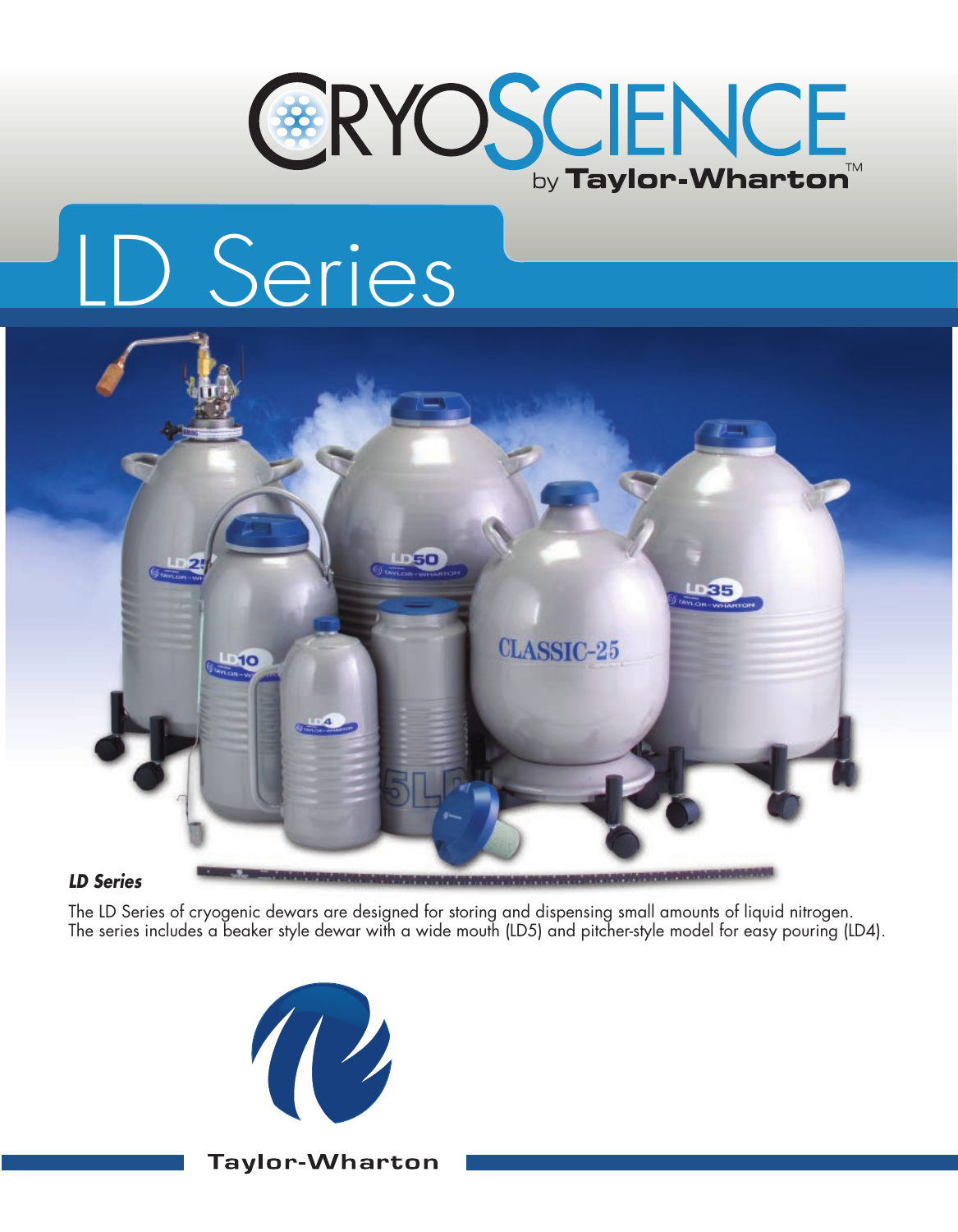# CRYOSCIENCE by Taylor-Wharton™

# LD Series

***LD Series***

The LD Series of cryogenic dewars are designed for storing and dispensing small amounts of liquid nitrogen. The series includes a beaker style dewar with a wide mouth (LD5) and pitcher-style model for easy pouring (LD4).

Taylor-Wharton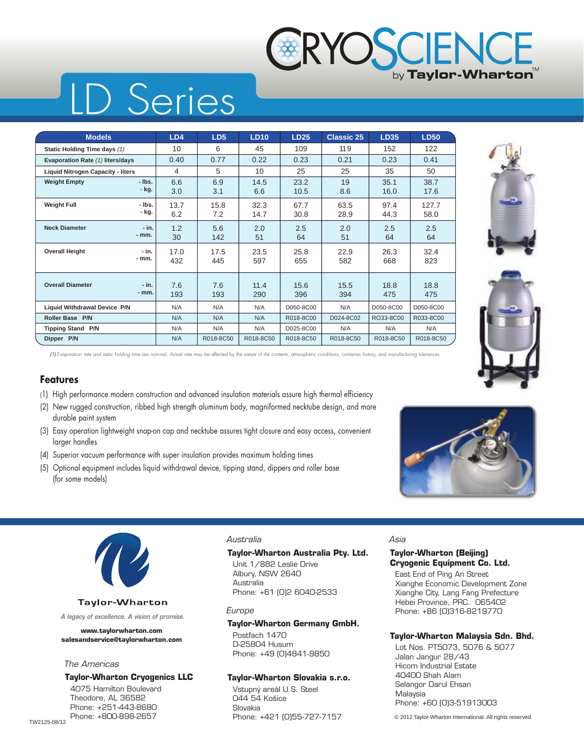# LD Series

CRYOSCIENCE by Taylor-Wharton™

| Models | | LD4 | LD5 | LD10 | LD25 | Classic 25 | LD35 | LD50 |
|---|---|---|---|---|---|---|---|---|
| Static Holding Time days *(1)* | | 10 | 6 | 45 | 109 | 119 | 152 | 122 |
| Evaporation Rate *(1)* liters/days | | 0.40 | 0.77 | 0.22 | 0.23 | 0.21 | 0.23 | 0.41 |
| Liquid Nitrogen Capacity - liters | | 4 | 5 | 10 | 25 | 25 | 35 | 50 |
| Weight Empty | - lbs. | 6.6 | 6.9 | 14.5 | 23.2 | 19 | 35.1 | 38.7 |
| | - kg. | 3.0 | 3.1 | 6.6 | 10.5 | 8.6 | 16.0 | 17.6 |
| Weight Full | - lbs. | 13.7 | 15.8 | 32.3 | 67.7 | 63.5 | 97.4 | 127.7 |
| | - kg. | 6.2 | 7.2 | 14.7 | 30.8 | 28.9 | 44.3 | 58.0 |
| Neck Diameter | - in. | 1.2 | 5.6 | 2.0 | 2.5 | 2.0 | 2.5 | 2.5 |
| | - mm. | 30 | 142 | 51 | 64 | 51 | 64 | 64 |
| Overall Height | - in. | 17.0 | 17.5 | 23.5 | 25.8 | 22.9 | 26.3 | 32.4 |
| | - mm. | 432 | 445 | 597 | 655 | 582 | 668 | 823 |
| Overall Diameter | - in. | 7.6 | 7.6 | 11.4 | 15.6 | 15.5 | 18.8 | 18.8 |
| | - mm. | 193 | 193 | 290 | 396 | 394 | 475 | 475 |
| Liquid Withdrawal Device P/N | | N/A | N/A | N/A | D050-8C00 | N/A | D050-8C00 | D050-8C00 |
| Roller Base P/N | | N/A | N/A | N/A | R018-8C00 | D024-8C02 | RO33-8C00 | R033-8C00 |
| Tipping Stand P/N | | N/A | N/A | N/A | D025-8C00 | N/A | N/A | N/A |
| Dipper P/N | | N/A | R018-8C50 | R018-8C50 | R018-8C50 | R018-8C50 | R018-8C50 | R018-8C50 |

*(1)* Evaporation rate and static holding time are nominal. Actual rate may be affected by the nature of the contents, atmospheric conditions, container history, and manufacturing tolerances.

## Features

(1) High performance modern construction and advanced insulation materials assure high thermal efficiency
(2) New rugged construction, ribbed high strength aluminum body, magniformed necktube design, and more durable paint system
(3) Easy operation lightweight snap-on cap and necktube assures tight closure and easy access, convenient larger handles
(4) Superior vacuum performance with super insulation provides maximum holding times
(5) Optional equipment includes liquid withdrawal device, tipping stand, dippers and roller base (for some models)

Taylor-Wharton

*A legacy of excellence. A vision of promise.*

**www.taylorwharton.com**
**salesandservice@taylorwharton.com**

*The Americas*

**Taylor-Wharton Cryogenics LLC**
4075 Hamilton Boulevard
Theodore, AL 36582
Phone: +251-443-8680
Phone: +800-898-2657

*Australia*

**Taylor-Wharton Australia Pty. Ltd.**
Unit 1/882 Leslie Drive
Albury, NSW 2640
Australia
Phone: +61 (0)2 6040-2533

*Europe*

**Taylor-Wharton Germany GmbH.**
Postfach 1470
D-25804 Husum
Phone: +49 (0)4841-9850

**Taylor-Wharton Slovakia s.r.o.**
Vstupný areál U.S. Steel
044 54 Košice
Slovakia
Phone: +421 (0)55-727-7157

*Asia*

**Taylor-Wharton (Beijing) Cryogenic Equipment Co. Ltd.**
East End of Ping An Street
Xianghe Economic Development Zone
Xianghe City, Lang Fang Prefecture
Hebei Province, PRC. 065402
Phone: +86 (0)316-8219770

**Taylor-Wharton Malaysia Sdn. Bhd.**
Lot Nos. PT5073, 5076 & 5077
Jalan Jangur 28/43
Hicom Industrial Estate
40400 Shah Alam
Selangor Darul Ehsan
Malaysia
Phone: +60 (0)3-51913003

TW2125-08/12

© 2012 Taylor-Wharton International. All rights reserved.